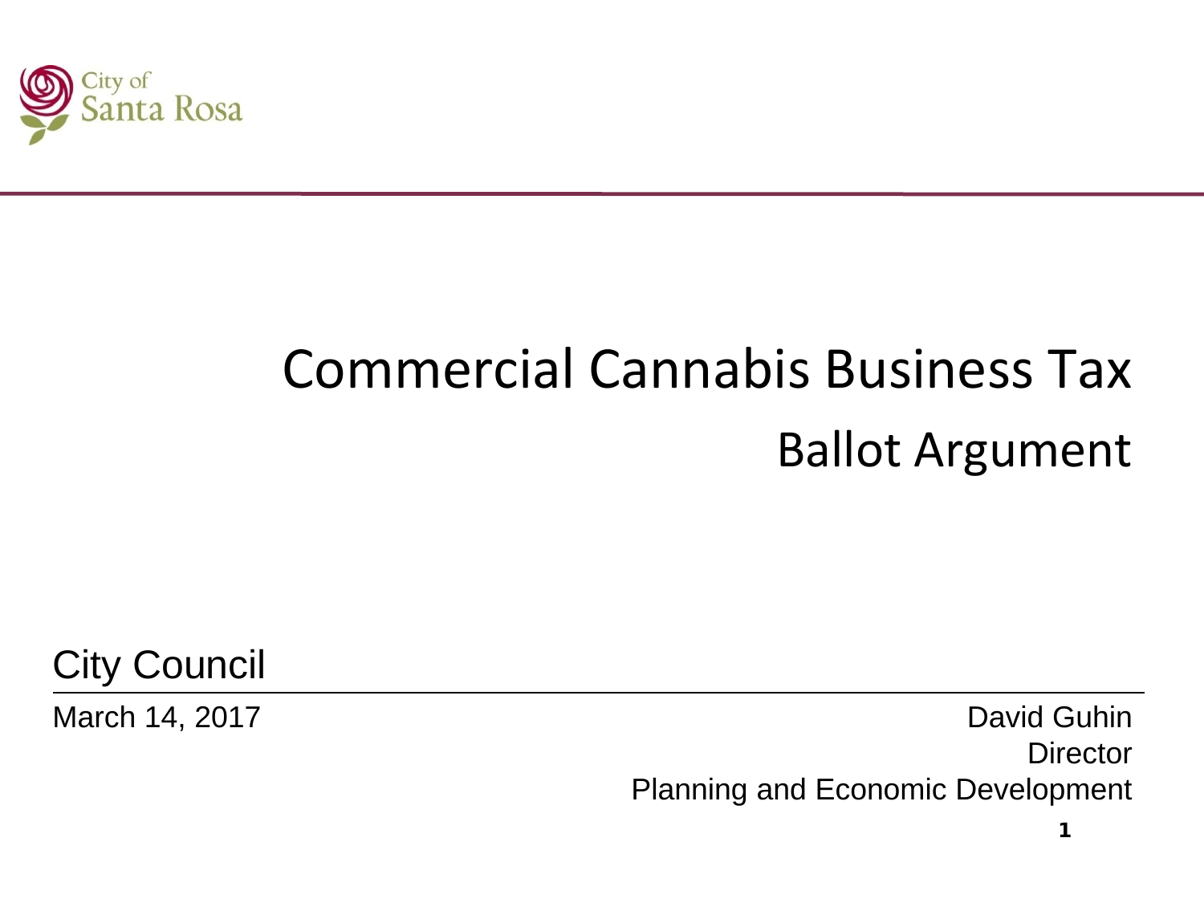City of Santa Rosa

# Commercial Cannabis Business Tax

## Ballot Argument

City Council

March 14, 2017

David Guhin
Director
Planning and Economic Development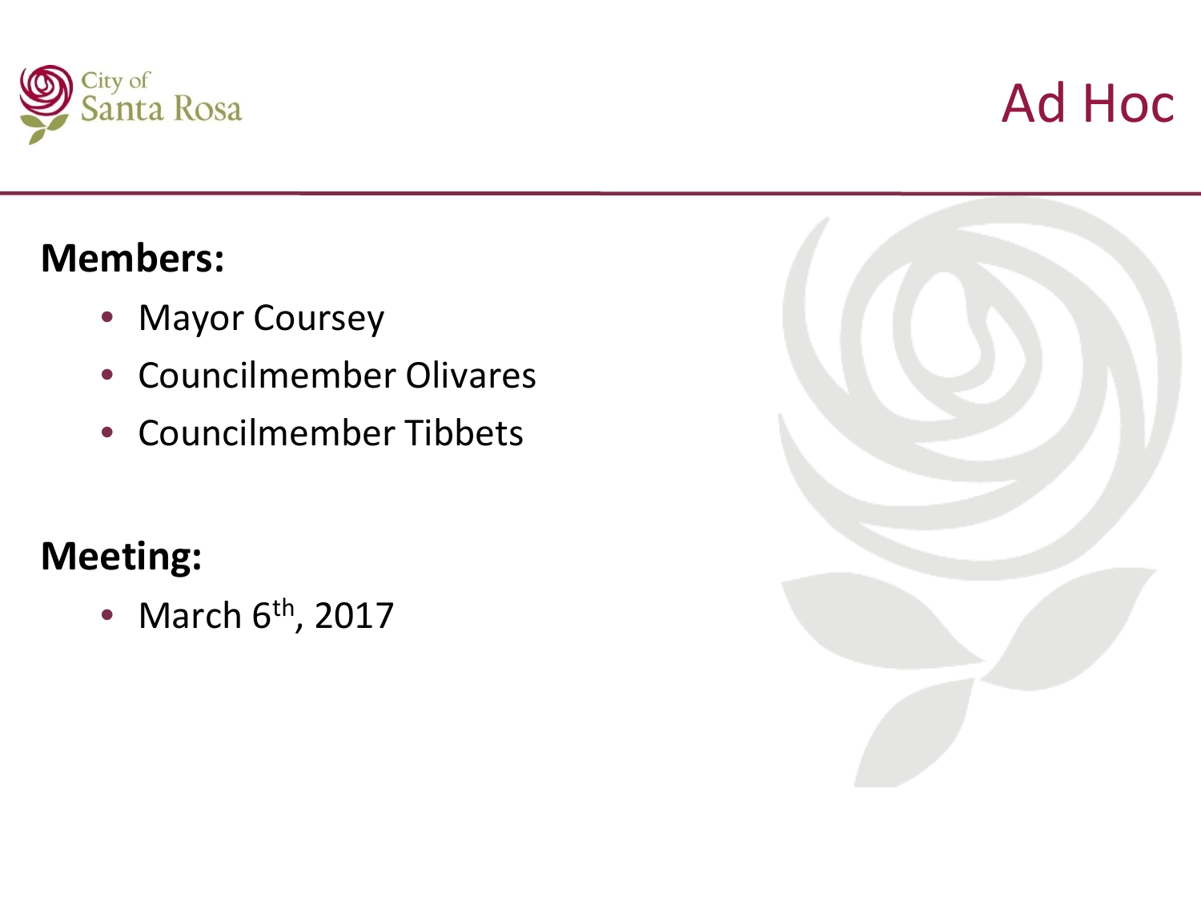# Ad Hoc

**Members:**

- Mayor Coursey
- Councilmember Olivares
- Councilmember Tibbets

**Meeting:**

- March 6th, 2017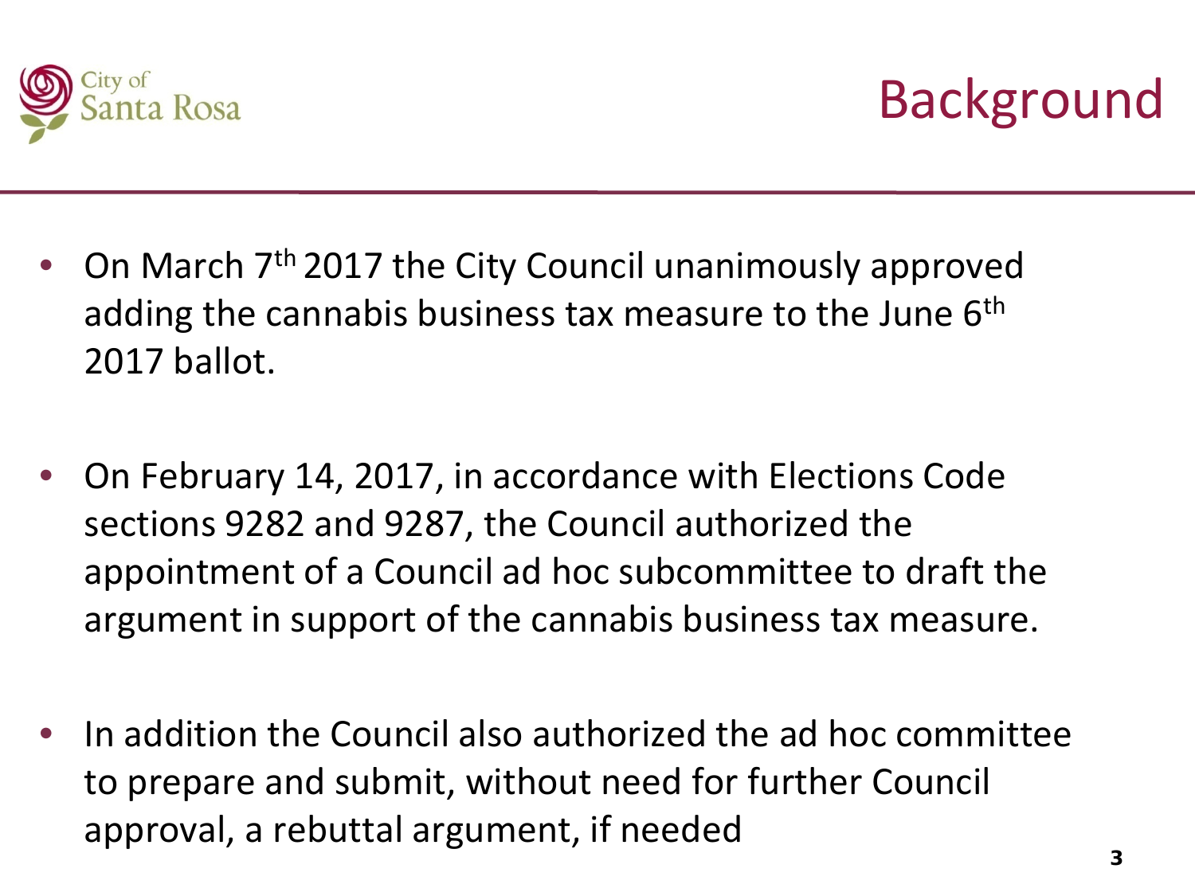# Background

- On March 7th 2017 the City Council unanimously approved adding the cannabis business tax measure to the June 6th 2017 ballot.

- On February 14, 2017, in accordance with Elections Code sections 9282 and 9287, the Council authorized the appointment of a Council ad hoc subcommittee to draft the argument in support of the cannabis business tax measure.

- In addition the Council also authorized the ad hoc committee to prepare and submit, without need for further Council approval, a rebuttal argument, if needed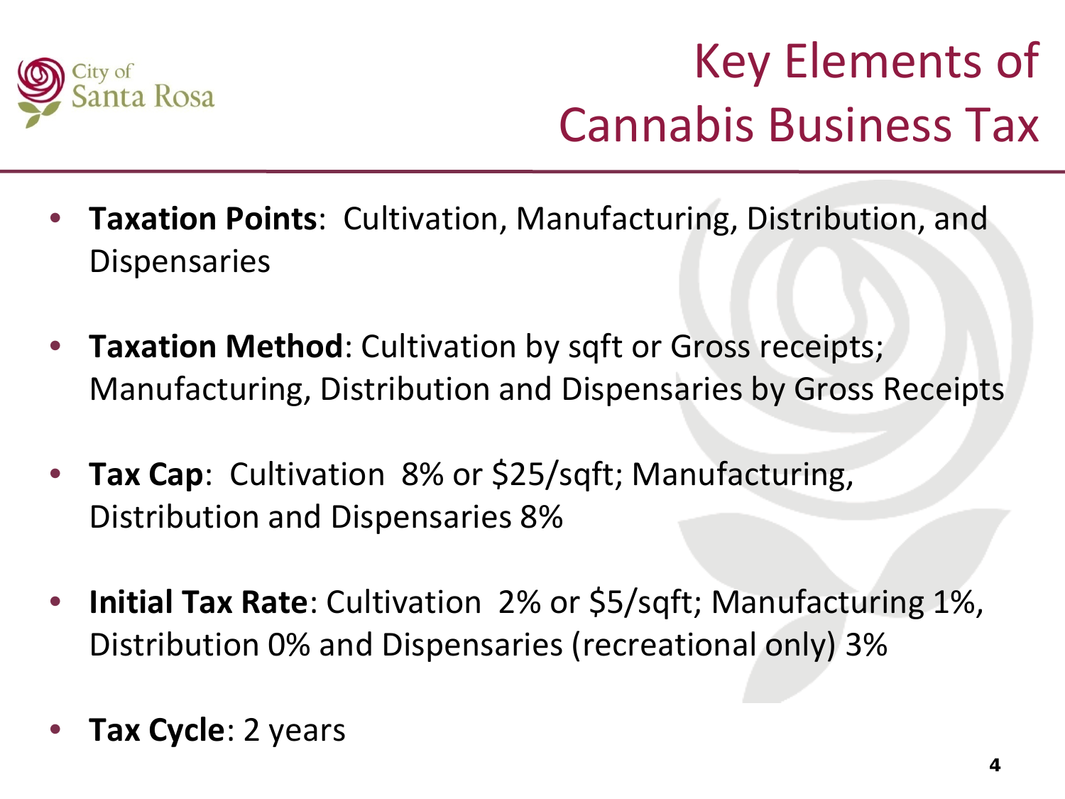# Key Elements of Cannabis Business Tax

- **Taxation Points**: Cultivation, Manufacturing, Distribution, and Dispensaries
- **Taxation Method**: Cultivation by sqft or Gross receipts; Manufacturing, Distribution and Dispensaries by Gross Receipts
- **Tax Cap**: Cultivation 8% or $25/sqft; Manufacturing, Distribution and Dispensaries 8%
- **Initial Tax Rate**: Cultivation 2% or $5/sqft; Manufacturing 1%, Distribution 0% and Dispensaries (recreational only) 3%
- **Tax Cycle**: 2 years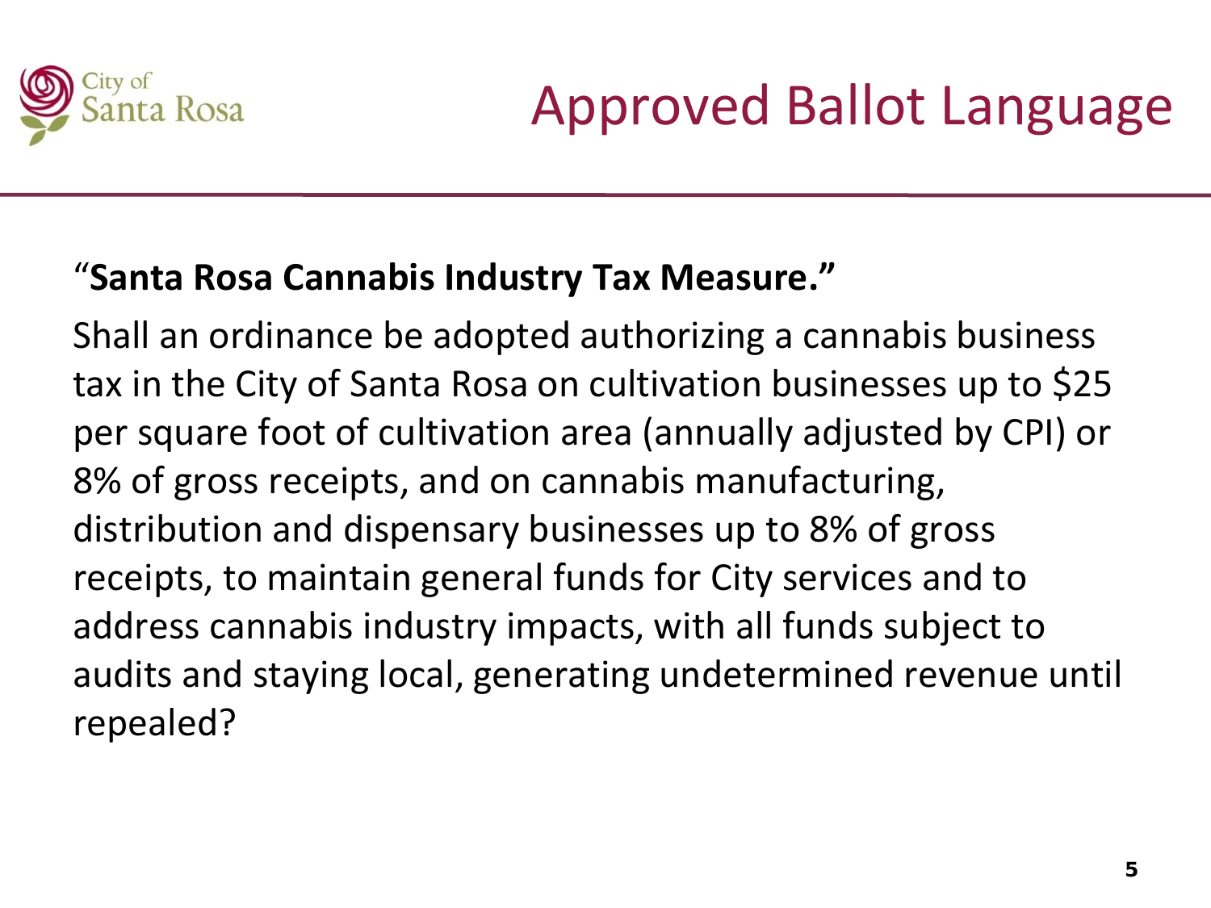# Approved Ballot Language

"**Santa Rosa Cannabis Industry Tax Measure.**"

Shall an ordinance be adopted authorizing a cannabis business tax in the City of Santa Rosa on cultivation businesses up to $25 per square foot of cultivation area (annually adjusted by CPI) or 8% of gross receipts, and on cannabis manufacturing, distribution and dispensary businesses up to 8% of gross receipts, to maintain general funds for City services and to address cannabis industry impacts, with all funds subject to audits and staying local, generating undetermined revenue until repealed?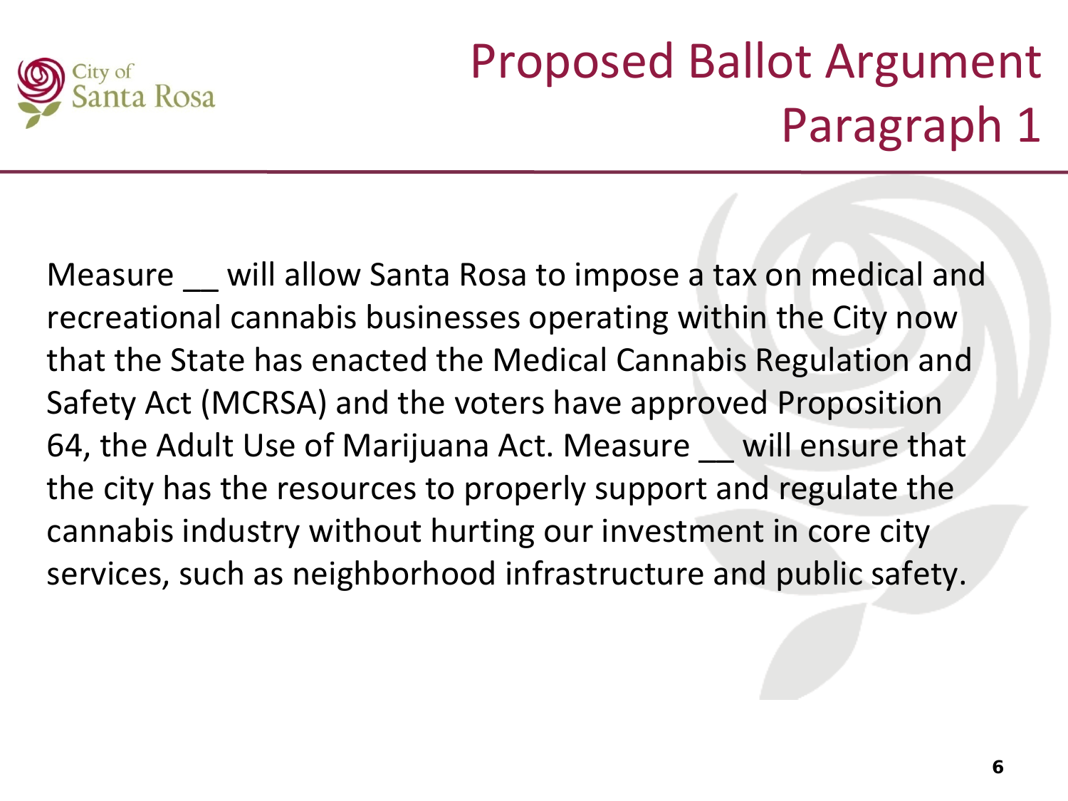# Proposed Ballot Argument Paragraph 1

Measure __ will allow Santa Rosa to impose a tax on medical and recreational cannabis businesses operating within the City now that the State has enacted the Medical Cannabis Regulation and Safety Act (MCRSA) and the voters have approved Proposition 64, the Adult Use of Marijuana Act. Measure __ will ensure that the city has the resources to properly support and regulate the cannabis industry without hurting our investment in core city services, such as neighborhood infrastructure and public safety.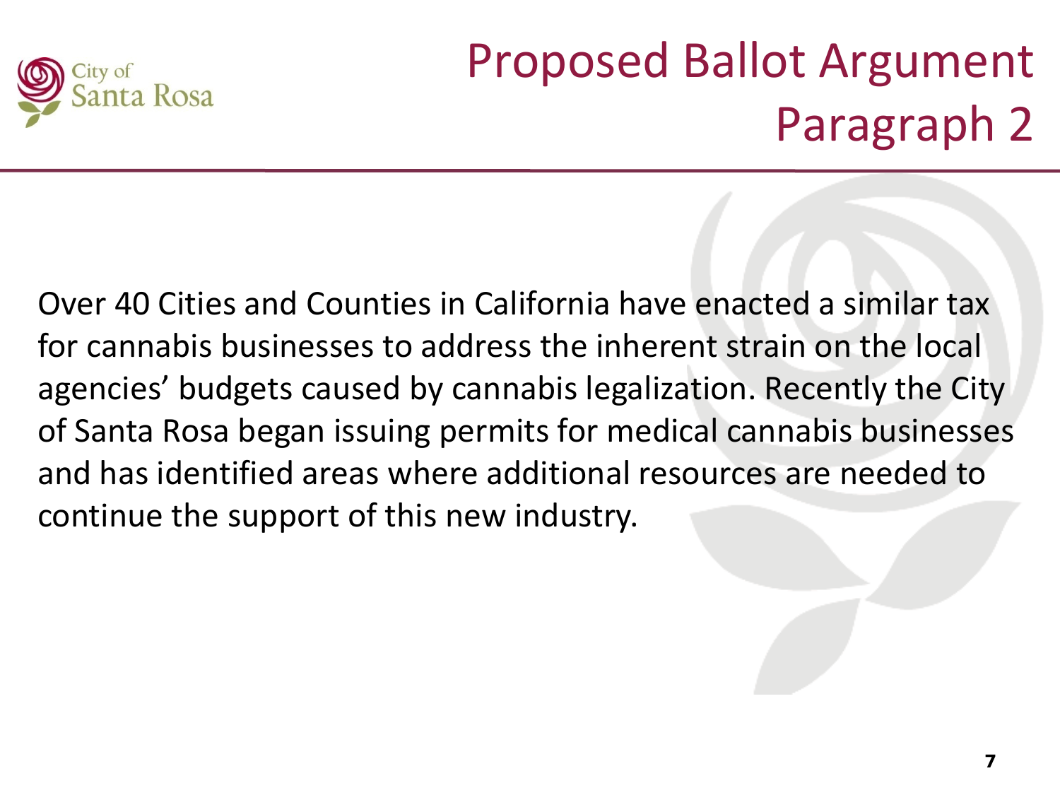# Proposed Ballot Argument Paragraph 2

Over 40 Cities and Counties in California have enacted a similar tax for cannabis businesses to address the inherent strain on the local agencies' budgets caused by cannabis legalization. Recently the City of Santa Rosa began issuing permits for medical cannabis businesses and has identified areas where additional resources are needed to continue the support of this new industry.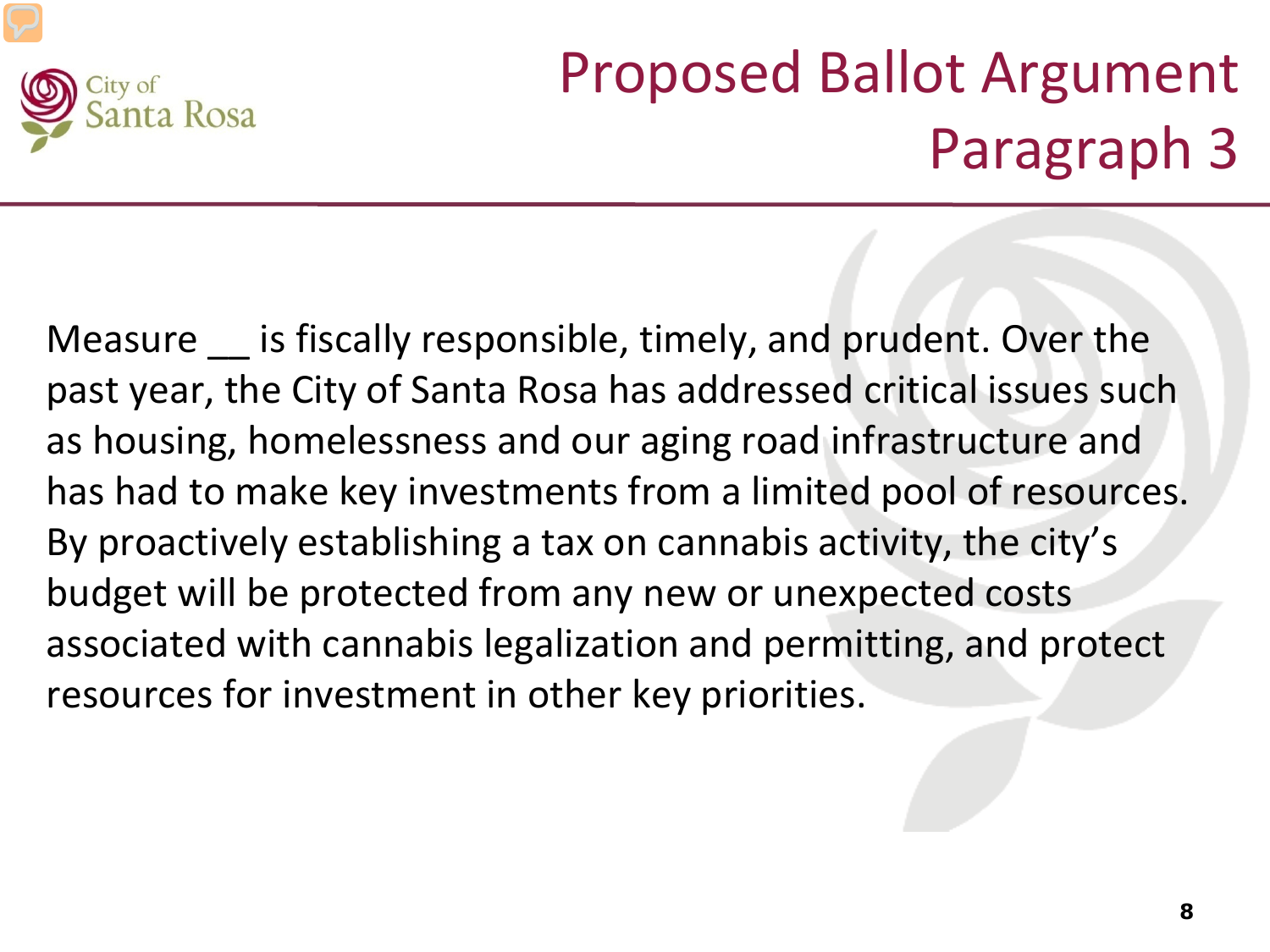# Proposed Ballot Argument Paragraph 3

Measure __ is fiscally responsible, timely, and prudent. Over the past year, the City of Santa Rosa has addressed critical issues such as housing, homelessness and our aging road infrastructure and has had to make key investments from a limited pool of resources. By proactively establishing a tax on cannabis activity, the city's budget will be protected from any new or unexpected costs associated with cannabis legalization and permitting, and protect resources for investment in other key priorities.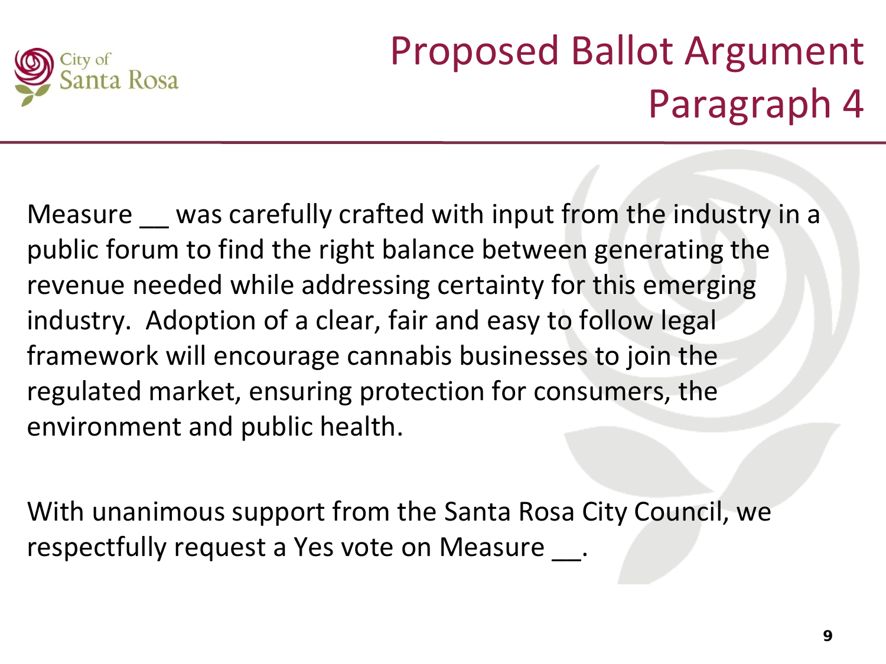# Proposed Ballot Argument Paragraph 4

Measure __ was carefully crafted with input from the industry in a public forum to find the right balance between generating the revenue needed while addressing certainty for this emerging industry. Adoption of a clear, fair and easy to follow legal framework will encourage cannabis businesses to join the regulated market, ensuring protection for consumers, the environment and public health.

With unanimous support from the Santa Rosa City Council, we respectfully request a Yes vote on Measure __.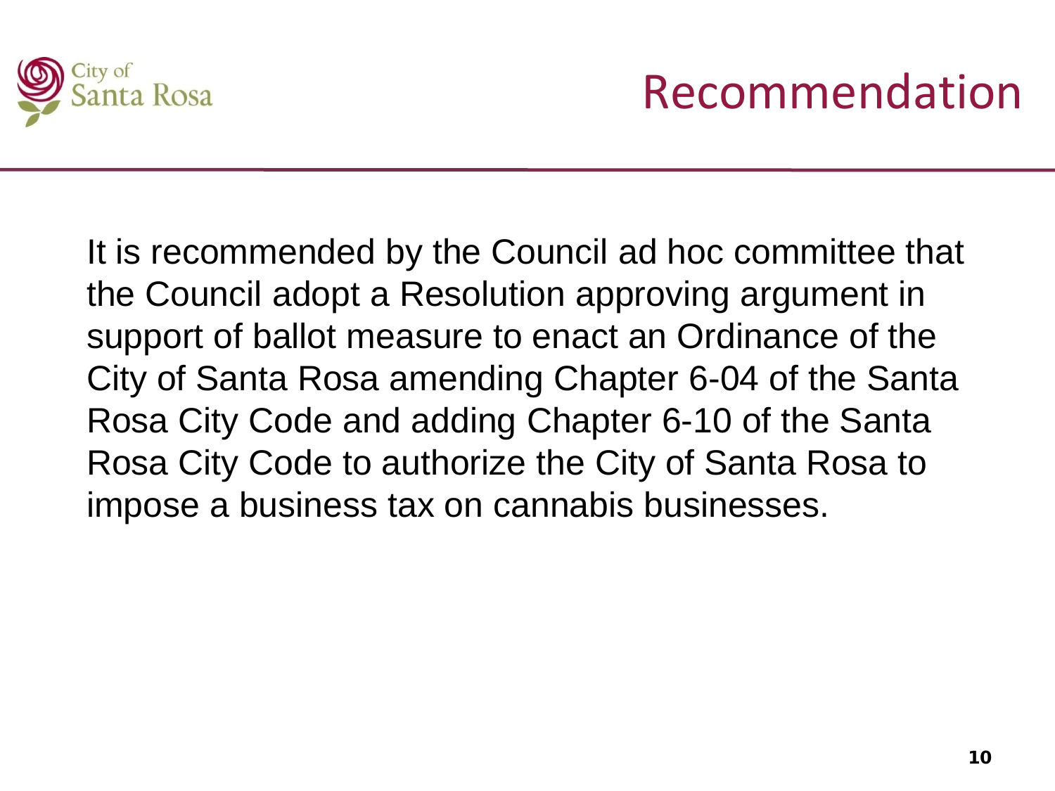# Recommendation

It is recommended by the Council ad hoc committee that the Council adopt a Resolution approving argument in support of ballot measure to enact an Ordinance of the City of Santa Rosa amending Chapter 6-04 of the Santa Rosa City Code and adding Chapter 6-10 of the Santa Rosa City Code to authorize the City of Santa Rosa to impose a business tax on cannabis businesses.